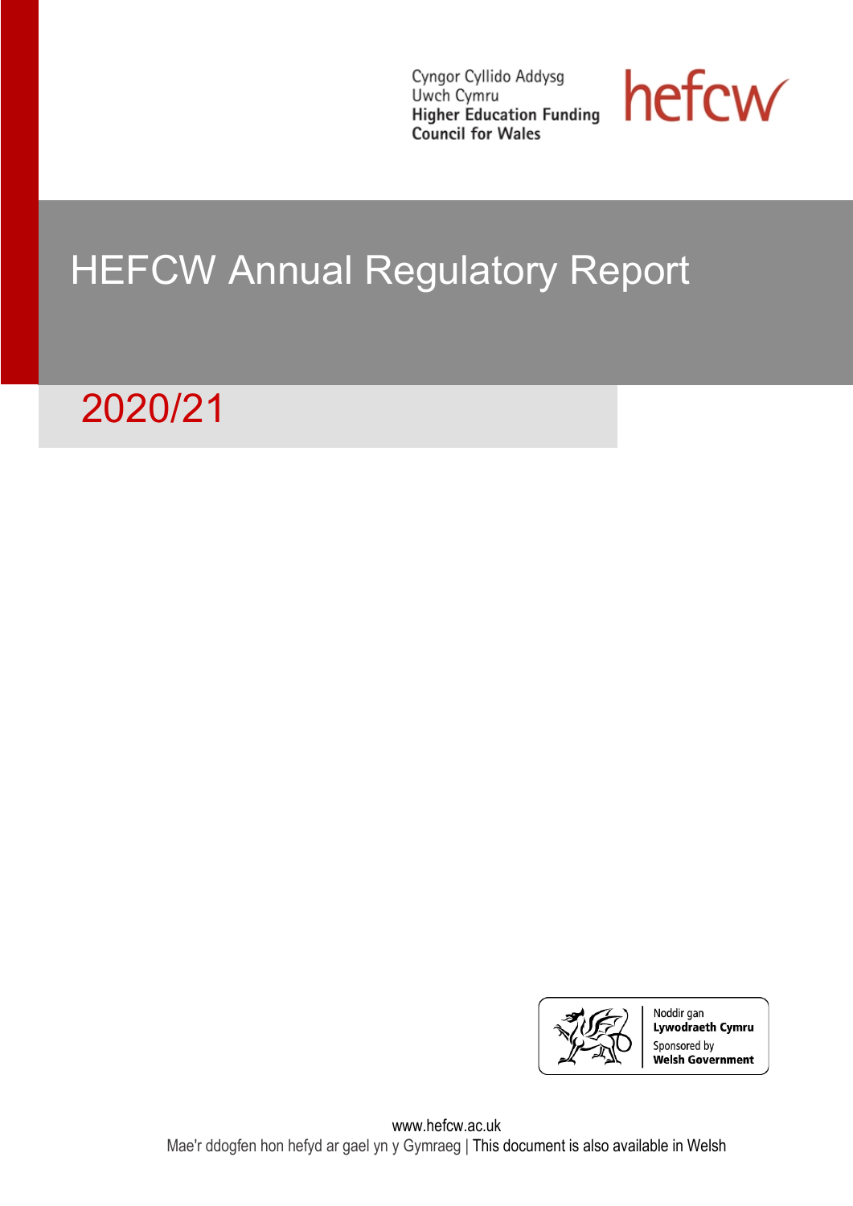Cyngor Cyllido Addysg Uwch Cymru
**Higher Education Funding Council for Wales**

hefcw

# HEFCW Annual Regulatory Report

## 2020/21

Noddir gan **Lywodraeth Cymru**
Sponsored by **Welsh Government**

www.hefcw.ac.uk
Mae'r ddogfen hon hefyd ar gael yn y Gymraeg | This document is also available in Welsh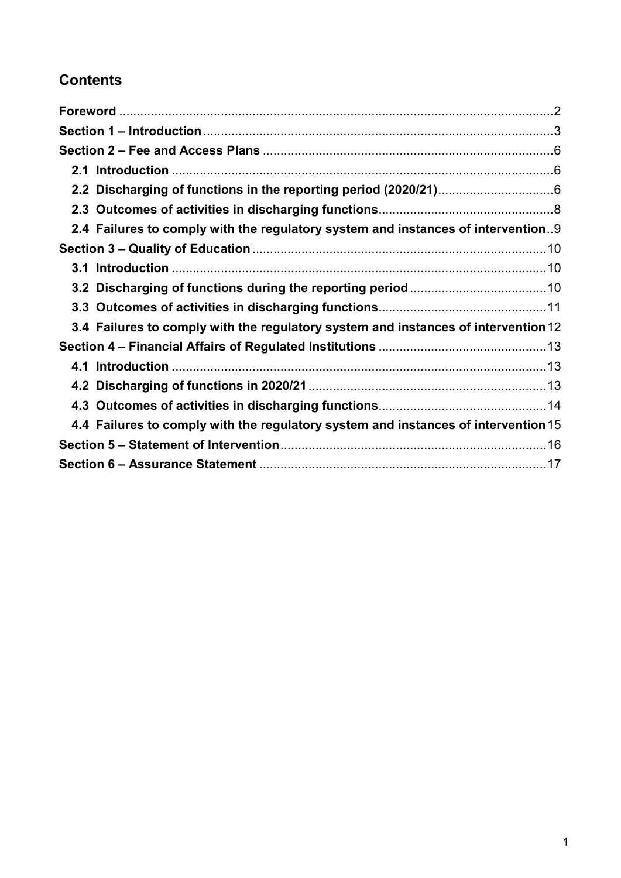## Contents

**Foreword** .......... 2

**Section 1 – Introduction** .......... 3

**Section 2 – Fee and Access Plans** .......... 6

- **2.1 Introduction** .......... 6
- **2.2 Discharging of functions in the reporting period (2020/21)** .......... 6
- **2.3 Outcomes of activities in discharging functions** .......... 8
- **2.4 Failures to comply with the regulatory system and instances of intervention** .......... 9

**Section 3 – Quality of Education** .......... 10

- **3.1 Introduction** .......... 10
- **3.2 Discharging of functions during the reporting period** .......... 10
- **3.3 Outcomes of activities in discharging functions** .......... 11
- **3.4 Failures to comply with the regulatory system and instances of intervention** 12

**Section 4 – Financial Affairs of Regulated Institutions** .......... 13

- **4.1 Introduction** .......... 13
- **4.2 Discharging of functions in 2020/21** .......... 13
- **4.3 Outcomes of activities in discharging functions** .......... 14
- **4.4 Failures to comply with the regulatory system and instances of intervention** 15

**Section 5 – Statement of Intervention** .......... 16

**Section 6 – Assurance Statement** .......... 17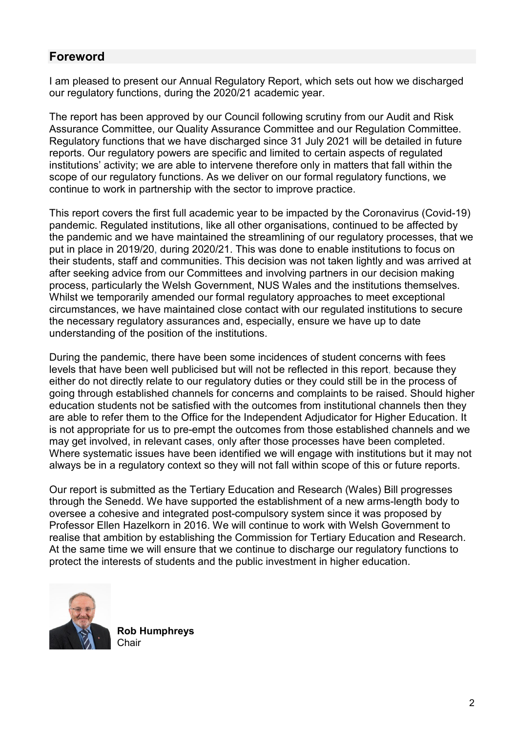## Foreword

I am pleased to present our Annual Regulatory Report, which sets out how we discharged our regulatory functions, during the 2020/21 academic year.

The report has been approved by our Council following scrutiny from our Audit and Risk Assurance Committee, our Quality Assurance Committee and our Regulation Committee. Regulatory functions that we have discharged since 31 July 2021 will be detailed in future reports. Our regulatory powers are specific and limited to certain aspects of regulated institutions' activity; we are able to intervene therefore only in matters that fall within the scope of our regulatory functions. As we deliver on our formal regulatory functions, we continue to work in partnership with the sector to improve practice.

This report covers the first full academic year to be impacted by the Coronavirus (Covid-19) pandemic. Regulated institutions, like all other organisations, continued to be affected by the pandemic and we have maintained the streamlining of our regulatory processes, that we put in place in 2019/20, during 2020/21. This was done to enable institutions to focus on their students, staff and communities. This decision was not taken lightly and was arrived at after seeking advice from our Committees and involving partners in our decision making process, particularly the Welsh Government, NUS Wales and the institutions themselves. Whilst we temporarily amended our formal regulatory approaches to meet exceptional circumstances, we have maintained close contact with our regulated institutions to secure the necessary regulatory assurances and, especially, ensure we have up to date understanding of the position of the institutions.

During the pandemic, there have been some incidences of student concerns with fees levels that have been well publicised but will not be reflected in this report, because they either do not directly relate to our regulatory duties or they could still be in the process of going through established channels for concerns and complaints to be raised. Should higher education students not be satisfied with the outcomes from institutional channels then they are able to refer them to the Office for the Independent Adjudicator for Higher Education. It is not appropriate for us to pre-empt the outcomes from those established channels and we may get involved, in relevant cases, only after those processes have been completed. Where systematic issues have been identified we will engage with institutions but it may not always be in a regulatory context so they will not fall within scope of this or future reports.

Our report is submitted as the Tertiary Education and Research (Wales) Bill progresses through the Senedd. We have supported the establishment of a new arms-length body to oversee a cohesive and integrated post-compulsory system since it was proposed by Professor Ellen Hazelkorn in 2016. We will continue to work with Welsh Government to realise that ambition by establishing the Commission for Tertiary Education and Research. At the same time we will ensure that we continue to discharge our regulatory functions to protect the interests of students and the public investment in higher education.

**Rob Humphreys**
Chair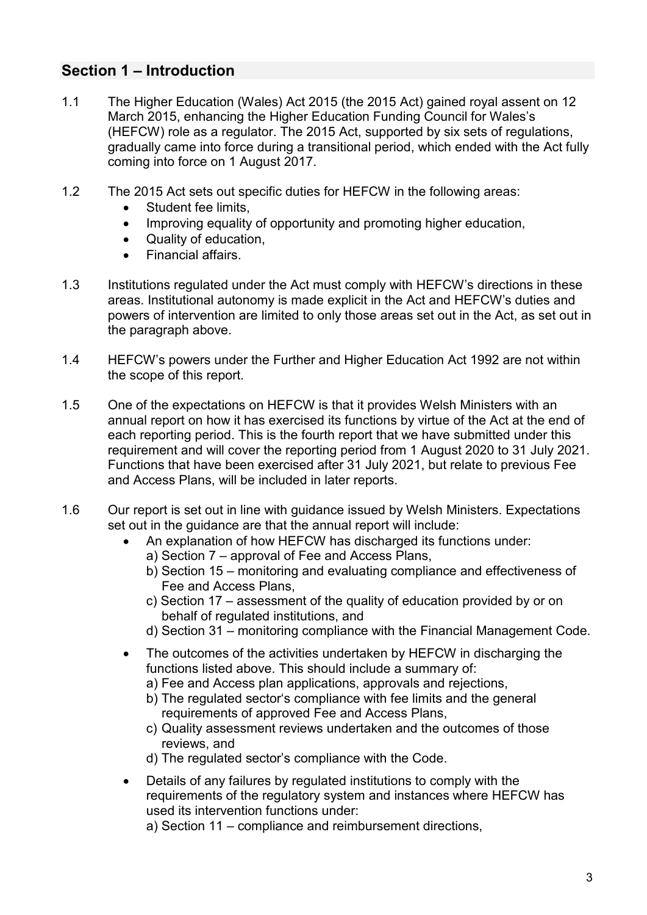## Section 1 – Introduction

1.1 The Higher Education (Wales) Act 2015 (the 2015 Act) gained royal assent on 12 March 2015, enhancing the Higher Education Funding Council for Wales's (HEFCW) role as a regulator. The 2015 Act, supported by six sets of regulations, gradually came into force during a transitional period, which ended with the Act fully coming into force on 1 August 2017.

1.2 The 2015 Act sets out specific duties for HEFCW in the following areas:

- Student fee limits,
- Improving equality of opportunity and promoting higher education,
- Quality of education,
- Financial affairs.

1.3 Institutions regulated under the Act must comply with HEFCW's directions in these areas. Institutional autonomy is made explicit in the Act and HEFCW's duties and powers of intervention are limited to only those areas set out in the Act, as set out in the paragraph above.

1.4 HEFCW's powers under the Further and Higher Education Act 1992 are not within the scope of this report.

1.5 One of the expectations on HEFCW is that it provides Welsh Ministers with an annual report on how it has exercised its functions by virtue of the Act at the end of each reporting period. This is the fourth report that we have submitted under this requirement and will cover the reporting period from 1 August 2020 to 31 July 2021. Functions that have been exercised after 31 July 2021, but relate to previous Fee and Access Plans, will be included in later reports.

1.6 Our report is set out in line with guidance issued by Welsh Ministers. Expectations set out in the guidance are that the annual report will include:

- An explanation of how HEFCW has discharged its functions under:
  a) Section 7 – approval of Fee and Access Plans,
  b) Section 15 – monitoring and evaluating compliance and effectiveness of Fee and Access Plans,
  c) Section 17 – assessment of the quality of education provided by or on behalf of regulated institutions, and
  d) Section 31 – monitoring compliance with the Financial Management Code.
- The outcomes of the activities undertaken by HEFCW in discharging the functions listed above. This should include a summary of:
  a) Fee and Access plan applications, approvals and rejections,
  b) The regulated sector's compliance with fee limits and the general requirements of approved Fee and Access Plans,
  c) Quality assessment reviews undertaken and the outcomes of those reviews, and
  d) The regulated sector's compliance with the Code.
- Details of any failures by regulated institutions to comply with the requirements of the regulatory system and instances where HEFCW has used its intervention functions under:
  a) Section 11 – compliance and reimbursement directions,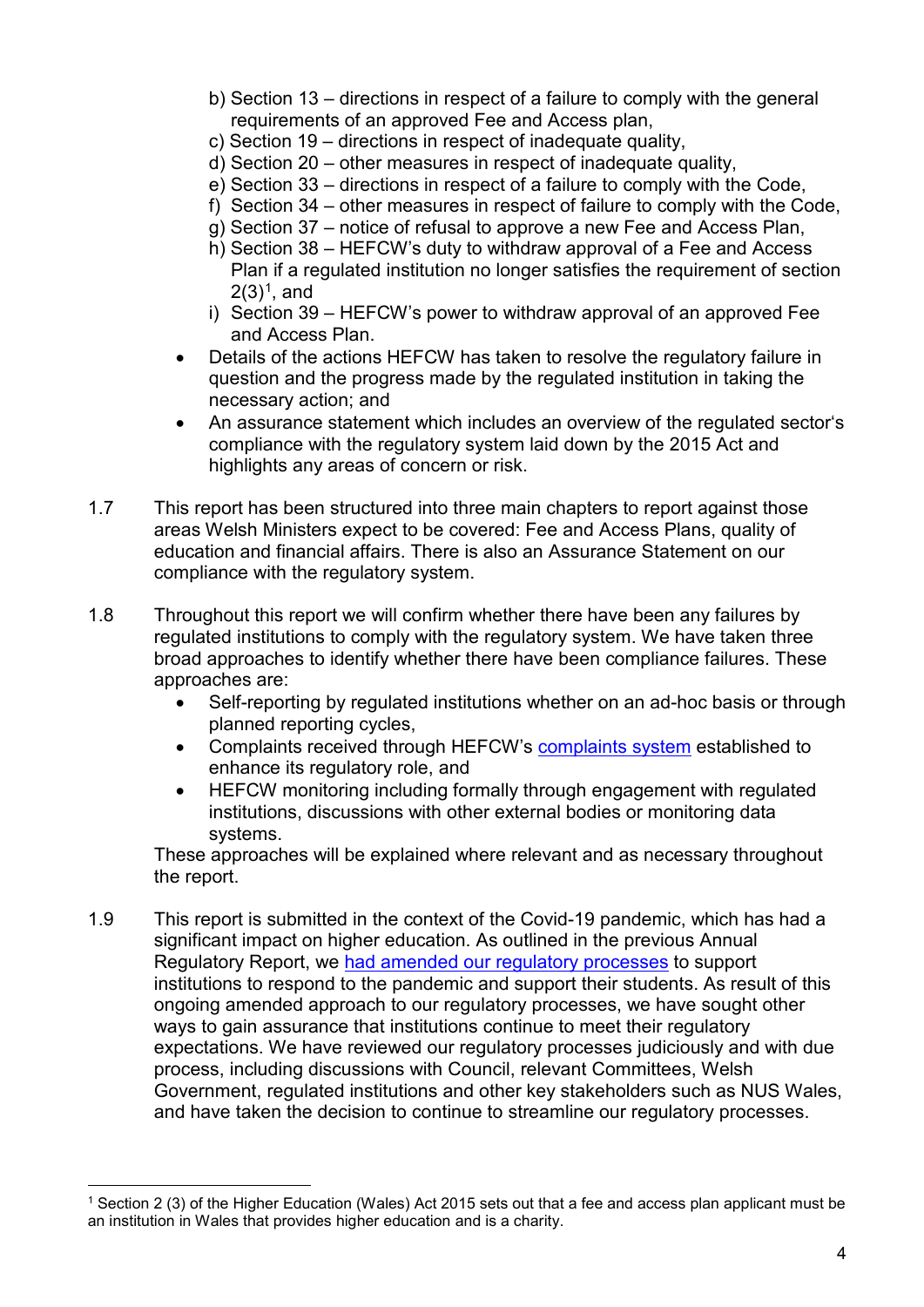b) Section 13 – directions in respect of a failure to comply with the general requirements of an approved Fee and Access plan,
c) Section 19 – directions in respect of inadequate quality,
d) Section 20 – other measures in respect of inadequate quality,
e) Section 33 – directions in respect of a failure to comply with the Code,
f) Section 34 – other measures in respect of failure to comply with the Code,
g) Section 37 – notice of refusal to approve a new Fee and Access Plan,
h) Section 38 – HEFCW's duty to withdraw approval of a Fee and Access Plan if a regulated institution no longer satisfies the requirement of section 2(3)[1], and
i) Section 39 – HEFCW's power to withdraw approval of an approved Fee and Access Plan.

- Details of the actions HEFCW has taken to resolve the regulatory failure in question and the progress made by the regulated institution in taking the necessary action; and
- An assurance statement which includes an overview of the regulated sector's compliance with the regulatory system laid down by the 2015 Act and highlights any areas of concern or risk.

1.7 This report has been structured into three main chapters to report against those areas Welsh Ministers expect to be covered: Fee and Access Plans, quality of education and financial affairs. There is also an Assurance Statement on our compliance with the regulatory system.

1.8 Throughout this report we will confirm whether there have been any failures by regulated institutions to comply with the regulatory system. We have taken three broad approaches to identify whether there have been compliance failures. These approaches are:

- Self-reporting by regulated institutions whether on an ad-hoc basis or through planned reporting cycles,
- Complaints received through HEFCW's complaints system established to enhance its regulatory role, and
- HEFCW monitoring including formally through engagement with regulated institutions, discussions with other external bodies or monitoring data systems.

These approaches will be explained where relevant and as necessary throughout the report.

1.9 This report is submitted in the context of the Covid-19 pandemic, which has had a significant impact on higher education. As outlined in the previous Annual Regulatory Report, we had amended our regulatory processes to support institutions to respond to the pandemic and support their students. As result of this ongoing amended approach to our regulatory processes, we have sought other ways to gain assurance that institutions continue to meet their regulatory expectations. We have reviewed our regulatory processes judiciously and with due process, including discussions with Council, relevant Committees, Welsh Government, regulated institutions and other key stakeholders such as NUS Wales, and have taken the decision to continue to streamline our regulatory processes.

[1] Section 2 (3) of the Higher Education (Wales) Act 2015 sets out that a fee and access plan applicant must be an institution in Wales that provides higher education and is a charity.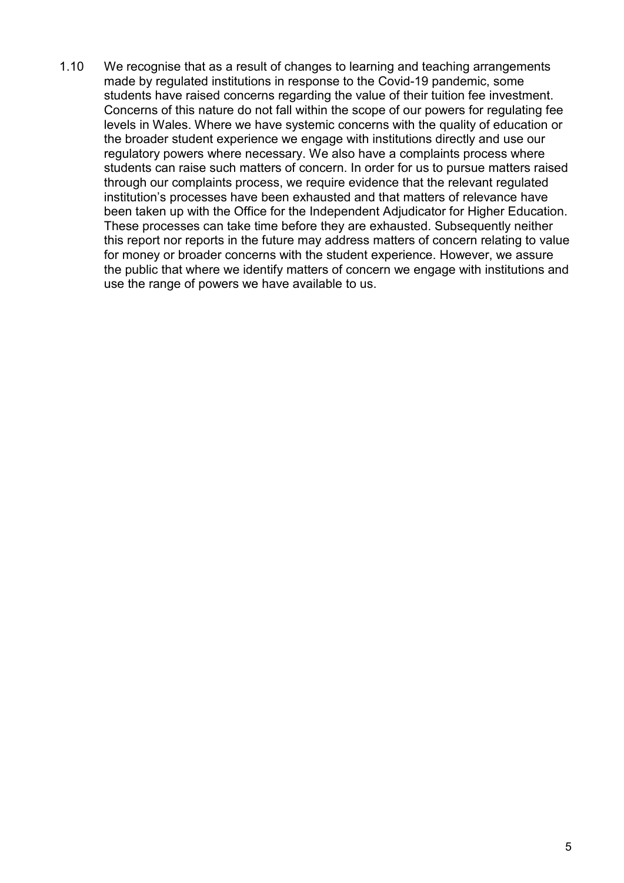1.10 We recognise that as a result of changes to learning and teaching arrangements made by regulated institutions in response to the Covid-19 pandemic, some students have raised concerns regarding the value of their tuition fee investment. Concerns of this nature do not fall within the scope of our powers for regulating fee levels in Wales. Where we have systemic concerns with the quality of education or the broader student experience we engage with institutions directly and use our regulatory powers where necessary. We also have a complaints process where students can raise such matters of concern. In order for us to pursue matters raised through our complaints process, we require evidence that the relevant regulated institution's processes have been exhausted and that matters of relevance have been taken up with the Office for the Independent Adjudicator for Higher Education. These processes can take time before they are exhausted. Subsequently neither this report nor reports in the future may address matters of concern relating to value for money or broader concerns with the student experience. However, we assure the public that where we identify matters of concern we engage with institutions and use the range of powers we have available to us.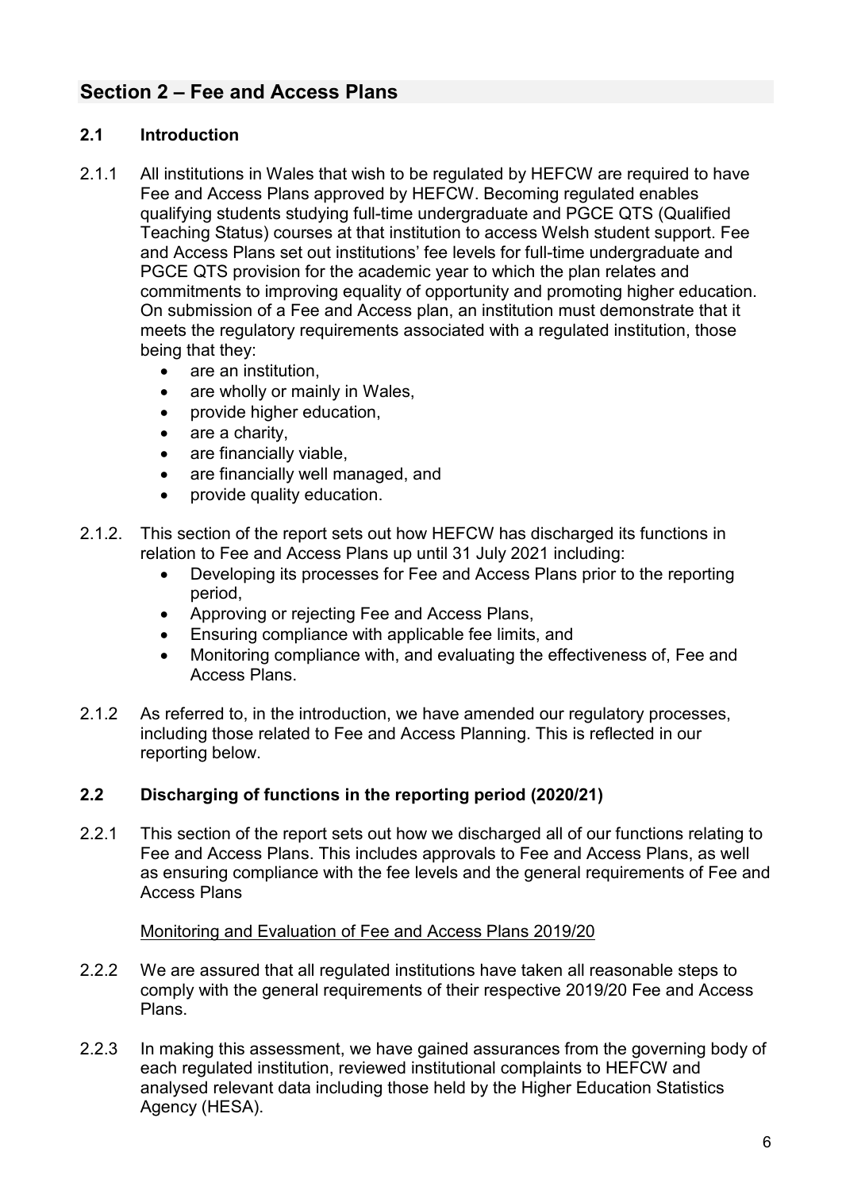## Section 2 – Fee and Access Plans

### 2.1 Introduction

2.1.1 All institutions in Wales that wish to be regulated by HEFCW are required to have Fee and Access Plans approved by HEFCW. Becoming regulated enables qualifying students studying full-time undergraduate and PGCE QTS (Qualified Teaching Status) courses at that institution to access Welsh student support. Fee and Access Plans set out institutions' fee levels for full-time undergraduate and PGCE QTS provision for the academic year to which the plan relates and commitments to improving equality of opportunity and promoting higher education. On submission of a Fee and Access plan, an institution must demonstrate that it meets the regulatory requirements associated with a regulated institution, those being that they:

- are an institution,
- are wholly or mainly in Wales,
- provide higher education,
- are a charity,
- are financially viable,
- are financially well managed, and
- provide quality education.

2.1.2. This section of the report sets out how HEFCW has discharged its functions in relation to Fee and Access Plans up until 31 July 2021 including:

- Developing its processes for Fee and Access Plans prior to the reporting period,
- Approving or rejecting Fee and Access Plans,
- Ensuring compliance with applicable fee limits, and
- Monitoring compliance with, and evaluating the effectiveness of, Fee and Access Plans.

2.1.2 As referred to, in the introduction, we have amended our regulatory processes, including those related to Fee and Access Planning. This is reflected in our reporting below.

### 2.2 Discharging of functions in the reporting period (2020/21)

2.2.1 This section of the report sets out how we discharged all of our functions relating to Fee and Access Plans. This includes approvals to Fee and Access Plans, as well as ensuring compliance with the fee levels and the general requirements of Fee and Access Plans

<u>Monitoring and Evaluation of Fee and Access Plans 2019/20</u>

2.2.2 We are assured that all regulated institutions have taken all reasonable steps to comply with the general requirements of their respective 2019/20 Fee and Access Plans.

2.2.3 In making this assessment, we have gained assurances from the governing body of each regulated institution, reviewed institutional complaints to HEFCW and analysed relevant data including those held by the Higher Education Statistics Agency (HESA).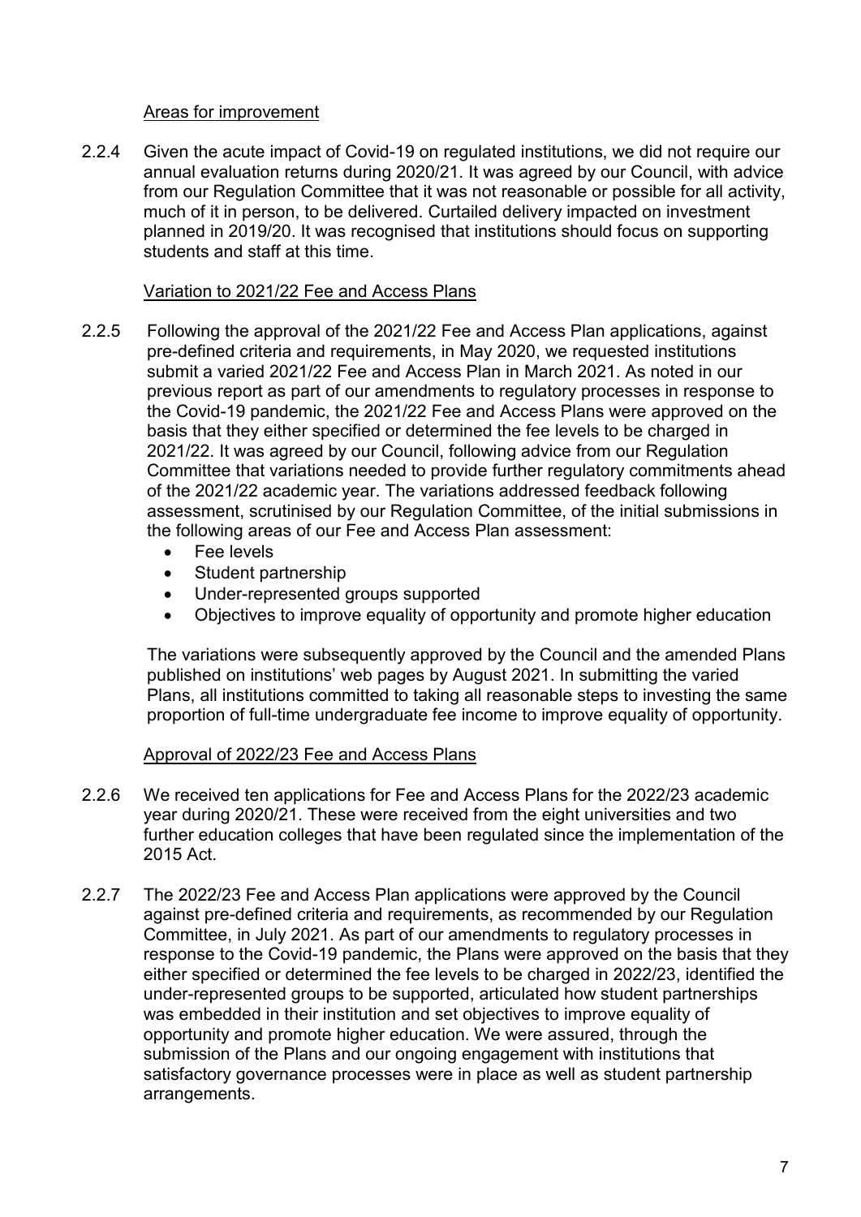Areas for improvement

2.2.4 Given the acute impact of Covid-19 on regulated institutions, we did not require our annual evaluation returns during 2020/21. It was agreed by our Council, with advice from our Regulation Committee that it was not reasonable or possible for all activity, much of it in person, to be delivered. Curtailed delivery impacted on investment planned in 2019/20. It was recognised that institutions should focus on supporting students and staff at this time.

Variation to 2021/22 Fee and Access Plans

2.2.5 Following the approval of the 2021/22 Fee and Access Plan applications, against pre-defined criteria and requirements, in May 2020, we requested institutions submit a varied 2021/22 Fee and Access Plan in March 2021. As noted in our previous report as part of our amendments to regulatory processes in response to the Covid-19 pandemic, the 2021/22 Fee and Access Plans were approved on the basis that they either specified or determined the fee levels to be charged in 2021/22. It was agreed by our Council, following advice from our Regulation Committee that variations needed to provide further regulatory commitments ahead of the 2021/22 academic year. The variations addressed feedback following assessment, scrutinised by our Regulation Committee, of the initial submissions in the following areas of our Fee and Access Plan assessment:

- Fee levels
- Student partnership
- Under-represented groups supported
- Objectives to improve equality of opportunity and promote higher education

The variations were subsequently approved by the Council and the amended Plans published on institutions' web pages by August 2021. In submitting the varied Plans, all institutions committed to taking all reasonable steps to investing the same proportion of full-time undergraduate fee income to improve equality of opportunity.

Approval of 2022/23 Fee and Access Plans

2.2.6 We received ten applications for Fee and Access Plans for the 2022/23 academic year during 2020/21. These were received from the eight universities and two further education colleges that have been regulated since the implementation of the 2015 Act.

2.2.7 The 2022/23 Fee and Access Plan applications were approved by the Council against pre-defined criteria and requirements, as recommended by our Regulation Committee, in July 2021. As part of our amendments to regulatory processes in response to the Covid-19 pandemic, the Plans were approved on the basis that they either specified or determined the fee levels to be charged in 2022/23, identified the under-represented groups to be supported, articulated how student partnerships was embedded in their institution and set objectives to improve equality of opportunity and promote higher education. We were assured, through the submission of the Plans and our ongoing engagement with institutions that satisfactory governance processes were in place as well as student partnership arrangements.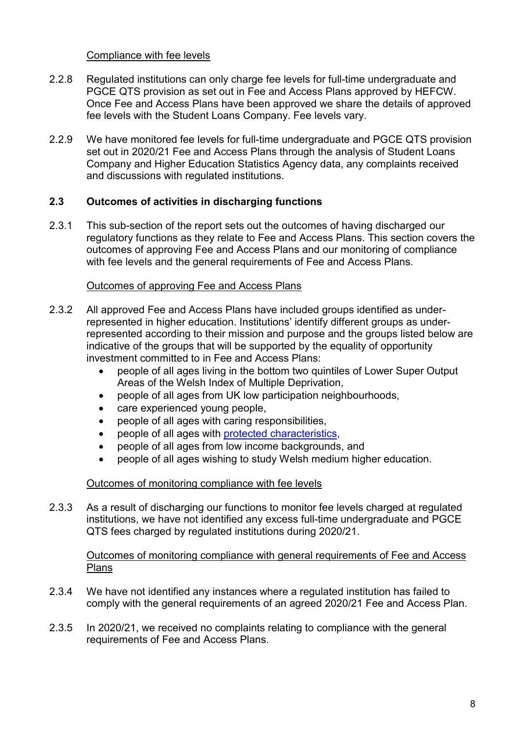Compliance with fee levels

2.2.8 Regulated institutions can only charge fee levels for full-time undergraduate and PGCE QTS provision as set out in Fee and Access Plans approved by HEFCW. Once Fee and Access Plans have been approved we share the details of approved fee levels with the Student Loans Company. Fee levels vary.

2.2.9 We have monitored fee levels for full-time undergraduate and PGCE QTS provision set out in 2020/21 Fee and Access Plans through the analysis of Student Loans Company and Higher Education Statistics Agency data, any complaints received and discussions with regulated institutions.

## 2.3 Outcomes of activities in discharging functions

2.3.1 This sub-section of the report sets out the outcomes of having discharged our regulatory functions as they relate to Fee and Access Plans. This section covers the outcomes of approving Fee and Access Plans and our monitoring of compliance with fee levels and the general requirements of Fee and Access Plans.

Outcomes of approving Fee and Access Plans

2.3.2 All approved Fee and Access Plans have included groups identified as under-represented in higher education. Institutions' identify different groups as under-represented according to their mission and purpose and the groups listed below are indicative of the groups that will be supported by the equality of opportunity investment committed to in Fee and Access Plans:

- people of all ages living in the bottom two quintiles of Lower Super Output Areas of the Welsh Index of Multiple Deprivation,
- people of all ages from UK low participation neighbourhoods,
- care experienced young people,
- people of all ages with caring responsibilities,
- people of all ages with protected characteristics,
- people of all ages from low income backgrounds, and
- people of all ages wishing to study Welsh medium higher education.

Outcomes of monitoring compliance with fee levels

2.3.3 As a result of discharging our functions to monitor fee levels charged at regulated institutions, we have not identified any excess full-time undergraduate and PGCE QTS fees charged by regulated institutions during 2020/21.

Outcomes of monitoring compliance with general requirements of Fee and Access Plans

2.3.4 We have not identified any instances where a regulated institution has failed to comply with the general requirements of an agreed 2020/21 Fee and Access Plan.

2.3.5 In 2020/21, we received no complaints relating to compliance with the general requirements of Fee and Access Plans.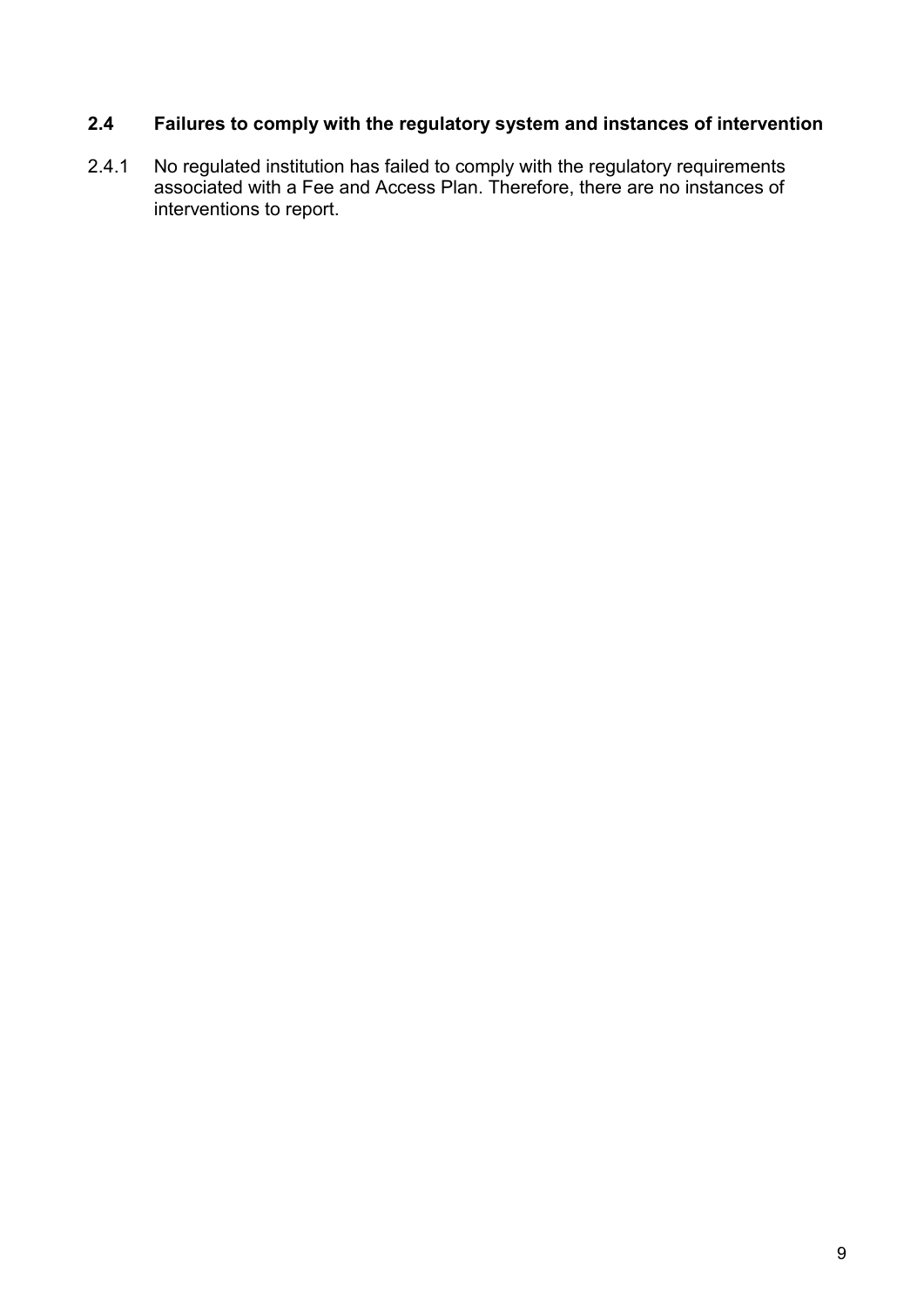## 2.4 Failures to comply with the regulatory system and instances of intervention

2.4.1 No regulated institution has failed to comply with the regulatory requirements associated with a Fee and Access Plan. Therefore, there are no instances of interventions to report.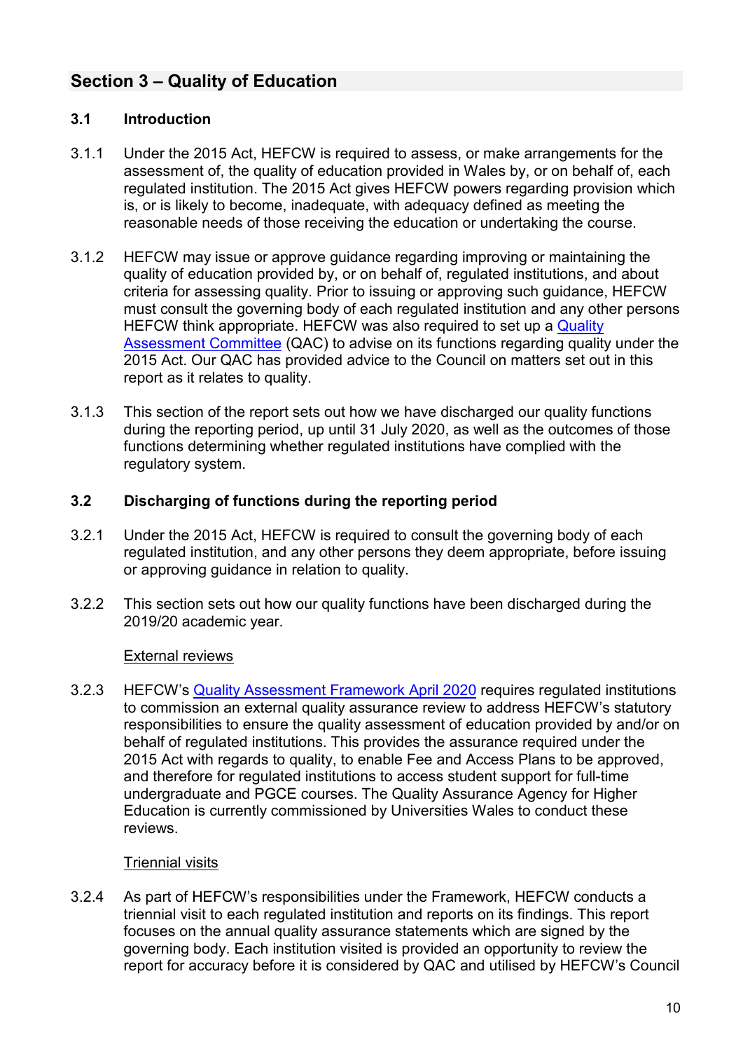## Section 3 – Quality of Education

### 3.1 Introduction

3.1.1 Under the 2015 Act, HEFCW is required to assess, or make arrangements for the assessment of, the quality of education provided in Wales by, or on behalf of, each regulated institution. The 2015 Act gives HEFCW powers regarding provision which is, or is likely to become, inadequate, with adequacy defined as meeting the reasonable needs of those receiving the education or undertaking the course.

3.1.2 HEFCW may issue or approve guidance regarding improving or maintaining the quality of education provided by, or on behalf of, regulated institutions, and about criteria for assessing quality. Prior to issuing or approving such guidance, HEFCW must consult the governing body of each regulated institution and any other persons HEFCW think appropriate. HEFCW was also required to set up a Quality Assessment Committee (QAC) to advise on its functions regarding quality under the 2015 Act. Our QAC has provided advice to the Council on matters set out in this report as it relates to quality.

3.1.3 This section of the report sets out how we have discharged our quality functions during the reporting period, up until 31 July 2020, as well as the outcomes of those functions determining whether regulated institutions have complied with the regulatory system.

### 3.2 Discharging of functions during the reporting period

3.2.1 Under the 2015 Act, HEFCW is required to consult the governing body of each regulated institution, and any other persons they deem appropriate, before issuing or approving guidance in relation to quality.

3.2.2 This section sets out how our quality functions have been discharged during the 2019/20 academic year.

External reviews

3.2.3 HEFCW's Quality Assessment Framework April 2020 requires regulated institutions to commission an external quality assurance review to address HEFCW's statutory responsibilities to ensure the quality assessment of education provided by and/or on behalf of regulated institutions. This provides the assurance required under the 2015 Act with regards to quality, to enable Fee and Access Plans to be approved, and therefore for regulated institutions to access student support for full-time undergraduate and PGCE courses. The Quality Assurance Agency for Higher Education is currently commissioned by Universities Wales to conduct these reviews.

Triennial visits

3.2.4 As part of HEFCW's responsibilities under the Framework, HEFCW conducts a triennial visit to each regulated institution and reports on its findings. This report focuses on the annual quality assurance statements which are signed by the governing body. Each institution visited is provided an opportunity to review the report for accuracy before it is considered by QAC and utilised by HEFCW's Council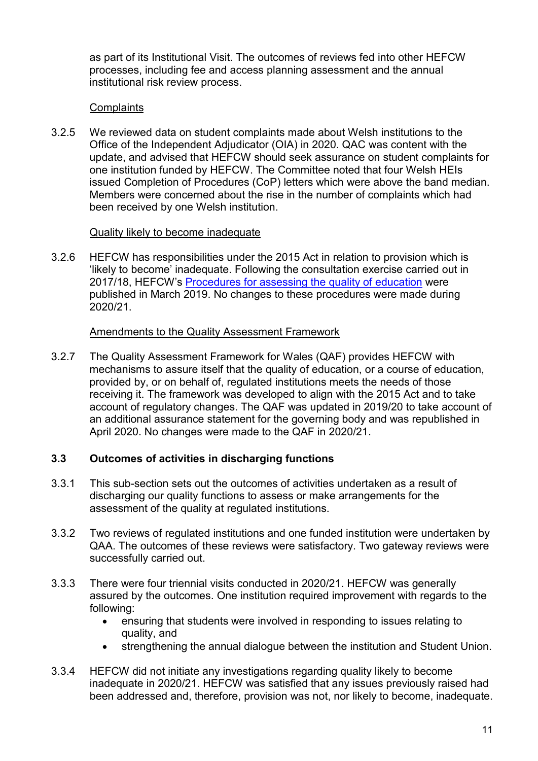as part of its Institutional Visit. The outcomes of reviews fed into other HEFCW processes, including fee and access planning assessment and the annual institutional risk review process.

Complaints

3.2.5 We reviewed data on student complaints made about Welsh institutions to the Office of the Independent Adjudicator (OIA) in 2020. QAC was content with the update, and advised that HEFCW should seek assurance on student complaints for one institution funded by HEFCW. The Committee noted that four Welsh HEIs issued Completion of Procedures (CoP) letters which were above the band median. Members were concerned about the rise in the number of complaints which had been received by one Welsh institution.

Quality likely to become inadequate

3.2.6 HEFCW has responsibilities under the 2015 Act in relation to provision which is 'likely to become' inadequate. Following the consultation exercise carried out in 2017/18, HEFCW's Procedures for assessing the quality of education were published in March 2019. No changes to these procedures were made during 2020/21.

Amendments to the Quality Assessment Framework

3.2.7 The Quality Assessment Framework for Wales (QAF) provides HEFCW with mechanisms to assure itself that the quality of education, or a course of education, provided by, or on behalf of, regulated institutions meets the needs of those receiving it. The framework was developed to align with the 2015 Act and to take account of regulatory changes. The QAF was updated in 2019/20 to take account of an additional assurance statement for the governing body and was republished in April 2020. No changes were made to the QAF in 2020/21.

### 3.3 Outcomes of activities in discharging functions

3.3.1 This sub-section sets out the outcomes of activities undertaken as a result of discharging our quality functions to assess or make arrangements for the assessment of the quality at regulated institutions.

3.3.2 Two reviews of regulated institutions and one funded institution were undertaken by QAA. The outcomes of these reviews were satisfactory. Two gateway reviews were successfully carried out.

3.3.3 There were four triennial visits conducted in 2020/21. HEFCW was generally assured by the outcomes. One institution required improvement with regards to the following:

- ensuring that students were involved in responding to issues relating to quality, and
- strengthening the annual dialogue between the institution and Student Union.

3.3.4 HEFCW did not initiate any investigations regarding quality likely to become inadequate in 2020/21. HEFCW was satisfied that any issues previously raised had been addressed and, therefore, provision was not, nor likely to become, inadequate.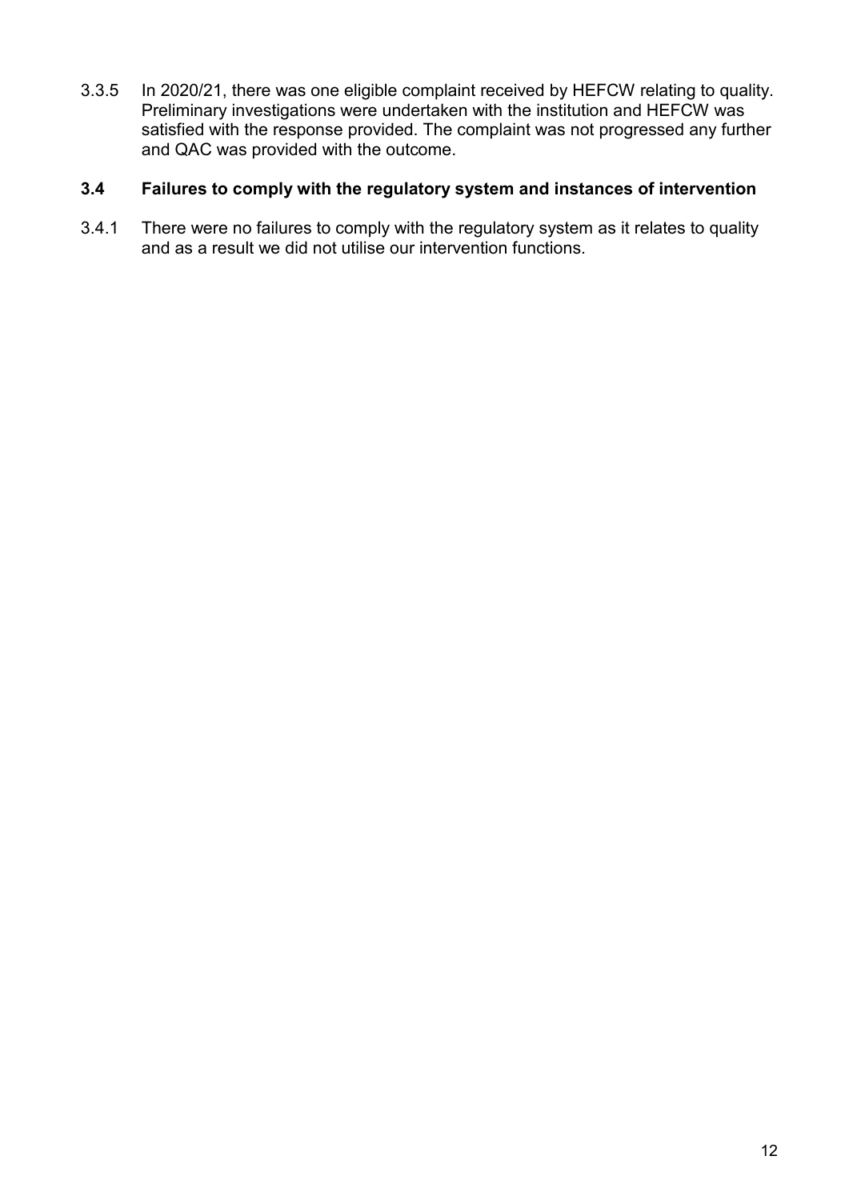3.3.5 In 2020/21, there was one eligible complaint received by HEFCW relating to quality. Preliminary investigations were undertaken with the institution and HEFCW was satisfied with the response provided. The complaint was not progressed any further and QAC was provided with the outcome.

### 3.4 Failures to comply with the regulatory system and instances of intervention

3.4.1 There were no failures to comply with the regulatory system as it relates to quality and as a result we did not utilise our intervention functions.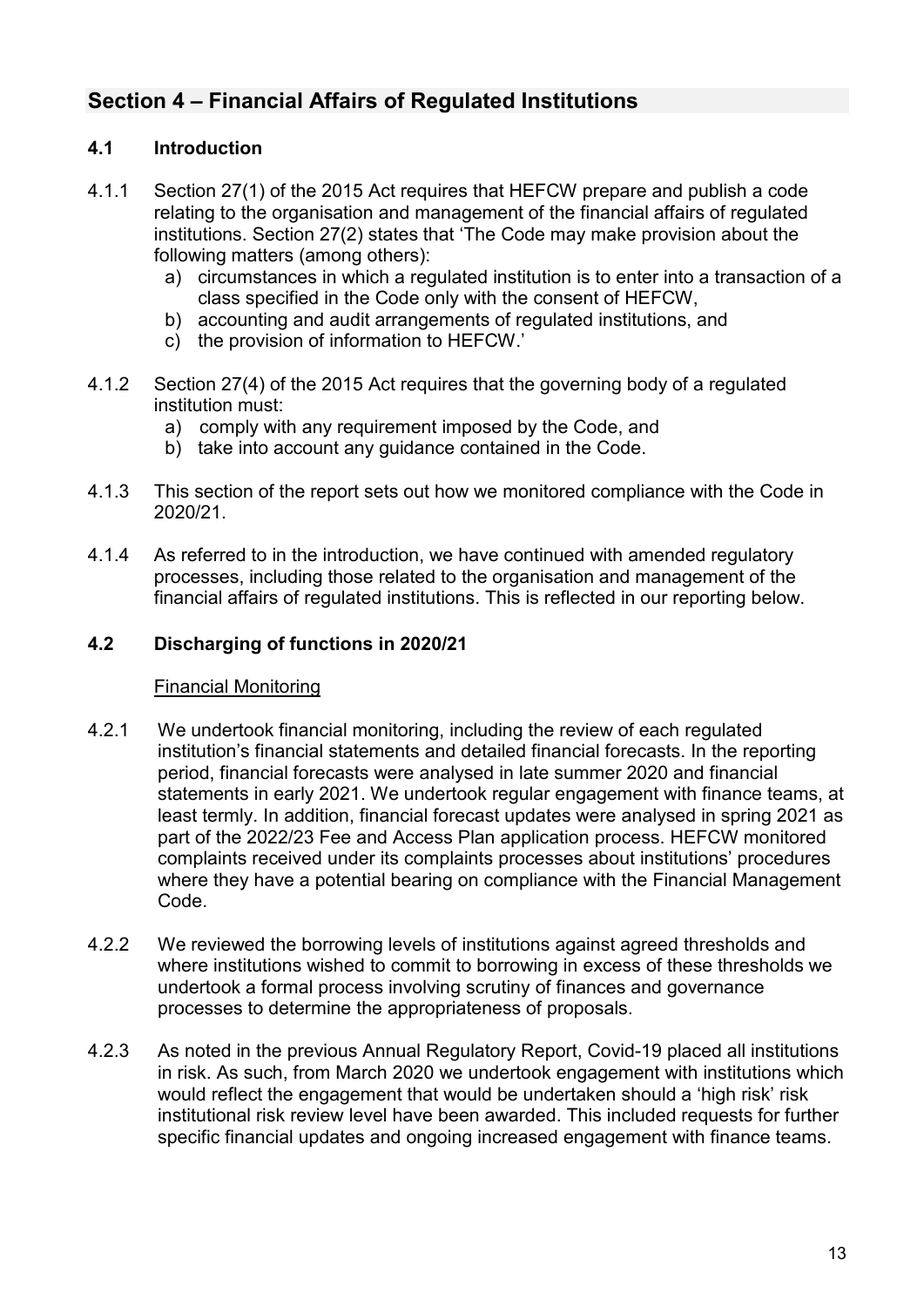## Section 4 – Financial Affairs of Regulated Institutions

### 4.1 Introduction

4.1.1 Section 27(1) of the 2015 Act requires that HEFCW prepare and publish a code relating to the organisation and management of the financial affairs of regulated institutions. Section 27(2) states that 'The Code may make provision about the following matters (among others):

a) circumstances in which a regulated institution is to enter into a transaction of a class specified in the Code only with the consent of HEFCW,
b) accounting and audit arrangements of regulated institutions, and
c) the provision of information to HEFCW.'

4.1.2 Section 27(4) of the 2015 Act requires that the governing body of a regulated institution must:

a) comply with any requirement imposed by the Code, and
b) take into account any guidance contained in the Code.

4.1.3 This section of the report sets out how we monitored compliance with the Code in 2020/21.

4.1.4 As referred to in the introduction, we have continued with amended regulatory processes, including those related to the organisation and management of the financial affairs of regulated institutions. This is reflected in our reporting below.

### 4.2 Discharging of functions in 2020/21

Financial Monitoring

4.2.1 We undertook financial monitoring, including the review of each regulated institution's financial statements and detailed financial forecasts. In the reporting period, financial forecasts were analysed in late summer 2020 and financial statements in early 2021. We undertook regular engagement with finance teams, at least termly. In addition, financial forecast updates were analysed in spring 2021 as part of the 2022/23 Fee and Access Plan application process. HEFCW monitored complaints received under its complaints processes about institutions' procedures where they have a potential bearing on compliance with the Financial Management Code.

4.2.2 We reviewed the borrowing levels of institutions against agreed thresholds and where institutions wished to commit to borrowing in excess of these thresholds we undertook a formal process involving scrutiny of finances and governance processes to determine the appropriateness of proposals.

4.2.3 As noted in the previous Annual Regulatory Report, Covid-19 placed all institutions in risk. As such, from March 2020 we undertook engagement with institutions which would reflect the engagement that would be undertaken should a 'high risk' risk institutional risk review level have been awarded. This included requests for further specific financial updates and ongoing increased engagement with finance teams.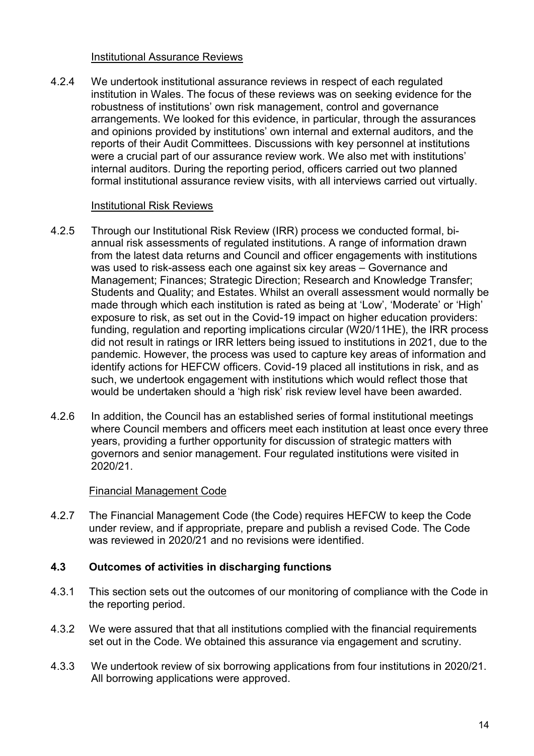Institutional Assurance Reviews

4.2.4 We undertook institutional assurance reviews in respect of each regulated institution in Wales. The focus of these reviews was on seeking evidence for the robustness of institutions' own risk management, control and governance arrangements. We looked for this evidence, in particular, through the assurances and opinions provided by institutions' own internal and external auditors, and the reports of their Audit Committees. Discussions with key personnel at institutions were a crucial part of our assurance review work. We also met with institutions' internal auditors. During the reporting period, officers carried out two planned formal institutional assurance review visits, with all interviews carried out virtually.

Institutional Risk Reviews

4.2.5 Through our Institutional Risk Review (IRR) process we conducted formal, bi-annual risk assessments of regulated institutions. A range of information drawn from the latest data returns and Council and officer engagements with institutions was used to risk-assess each one against six key areas – Governance and Management; Finances; Strategic Direction; Research and Knowledge Transfer; Students and Quality; and Estates. Whilst an overall assessment would normally be made through which each institution is rated as being at 'Low', 'Moderate' or 'High' exposure to risk, as set out in the Covid-19 impact on higher education providers: funding, regulation and reporting implications circular (W20/11HE), the IRR process did not result in ratings or IRR letters being issued to institutions in 2021, due to the pandemic. However, the process was used to capture key areas of information and identify actions for HEFCW officers. Covid-19 placed all institutions in risk, and as such, we undertook engagement with institutions which would reflect those that would be undertaken should a 'high risk' risk review level have been awarded.

4.2.6 In addition, the Council has an established series of formal institutional meetings where Council members and officers meet each institution at least once every three years, providing a further opportunity for discussion of strategic matters with governors and senior management. Four regulated institutions were visited in 2020/21.

Financial Management Code

4.2.7 The Financial Management Code (the Code) requires HEFCW to keep the Code under review, and if appropriate, prepare and publish a revised Code. The Code was reviewed in 2020/21 and no revisions were identified.

### 4.3 Outcomes of activities in discharging functions

4.3.1 This section sets out the outcomes of our monitoring of compliance with the Code in the reporting period.

4.3.2 We were assured that that all institutions complied with the financial requirements set out in the Code. We obtained this assurance via engagement and scrutiny.

4.3.3 We undertook review of six borrowing applications from four institutions in 2020/21. All borrowing applications were approved.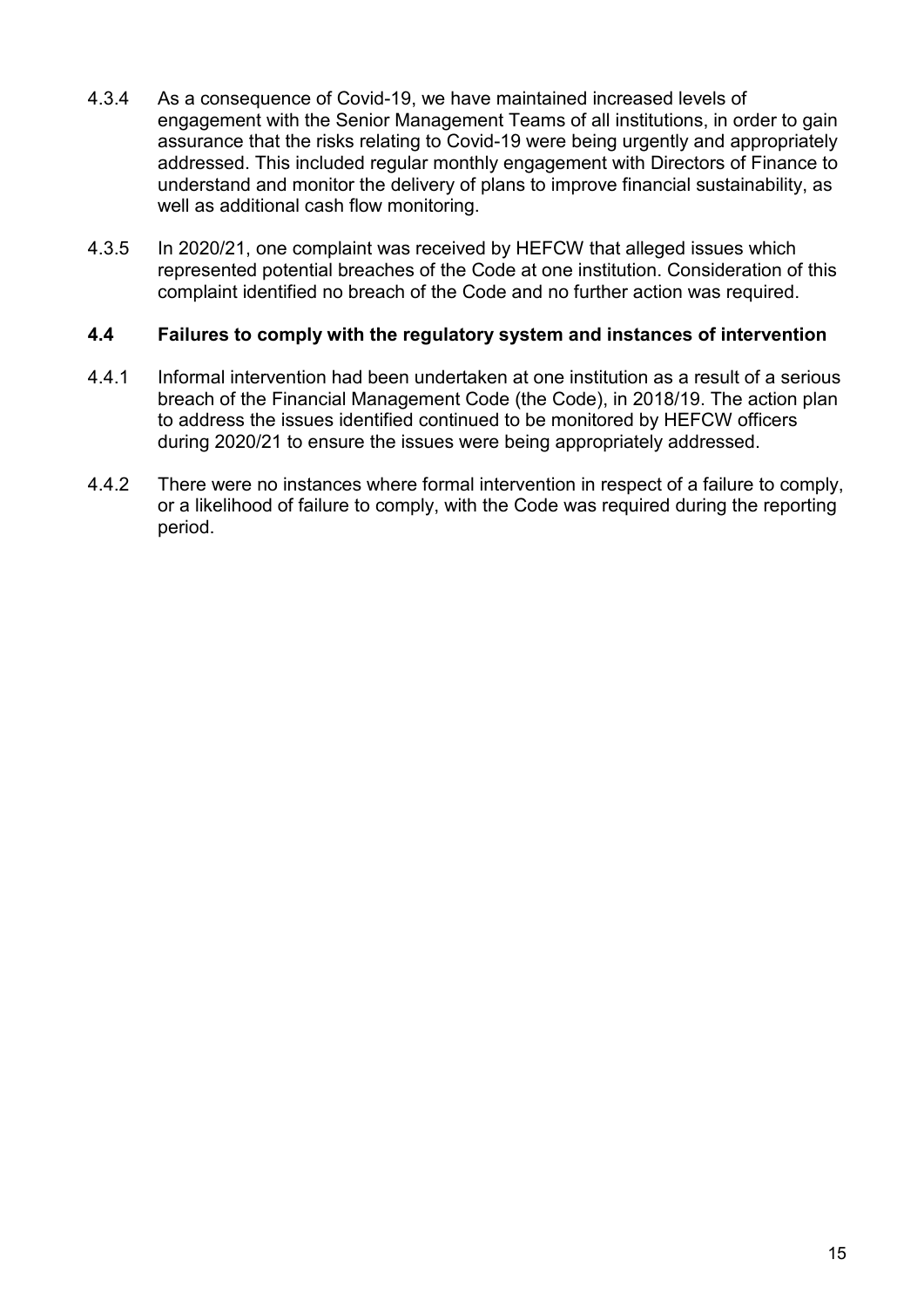4.3.4 As a consequence of Covid-19, we have maintained increased levels of engagement with the Senior Management Teams of all institutions, in order to gain assurance that the risks relating to Covid-19 were being urgently and appropriately addressed. This included regular monthly engagement with Directors of Finance to understand and monitor the delivery of plans to improve financial sustainability, as well as additional cash flow monitoring.

4.3.5 In 2020/21, one complaint was received by HEFCW that alleged issues which represented potential breaches of the Code at one institution. Consideration of this complaint identified no breach of the Code and no further action was required.

### 4.4 Failures to comply with the regulatory system and instances of intervention

4.4.1 Informal intervention had been undertaken at one institution as a result of a serious breach of the Financial Management Code (the Code), in 2018/19. The action plan to address the issues identified continued to be monitored by HEFCW officers during 2020/21 to ensure the issues were being appropriately addressed.

4.4.2 There were no instances where formal intervention in respect of a failure to comply, or a likelihood of failure to comply, with the Code was required during the reporting period.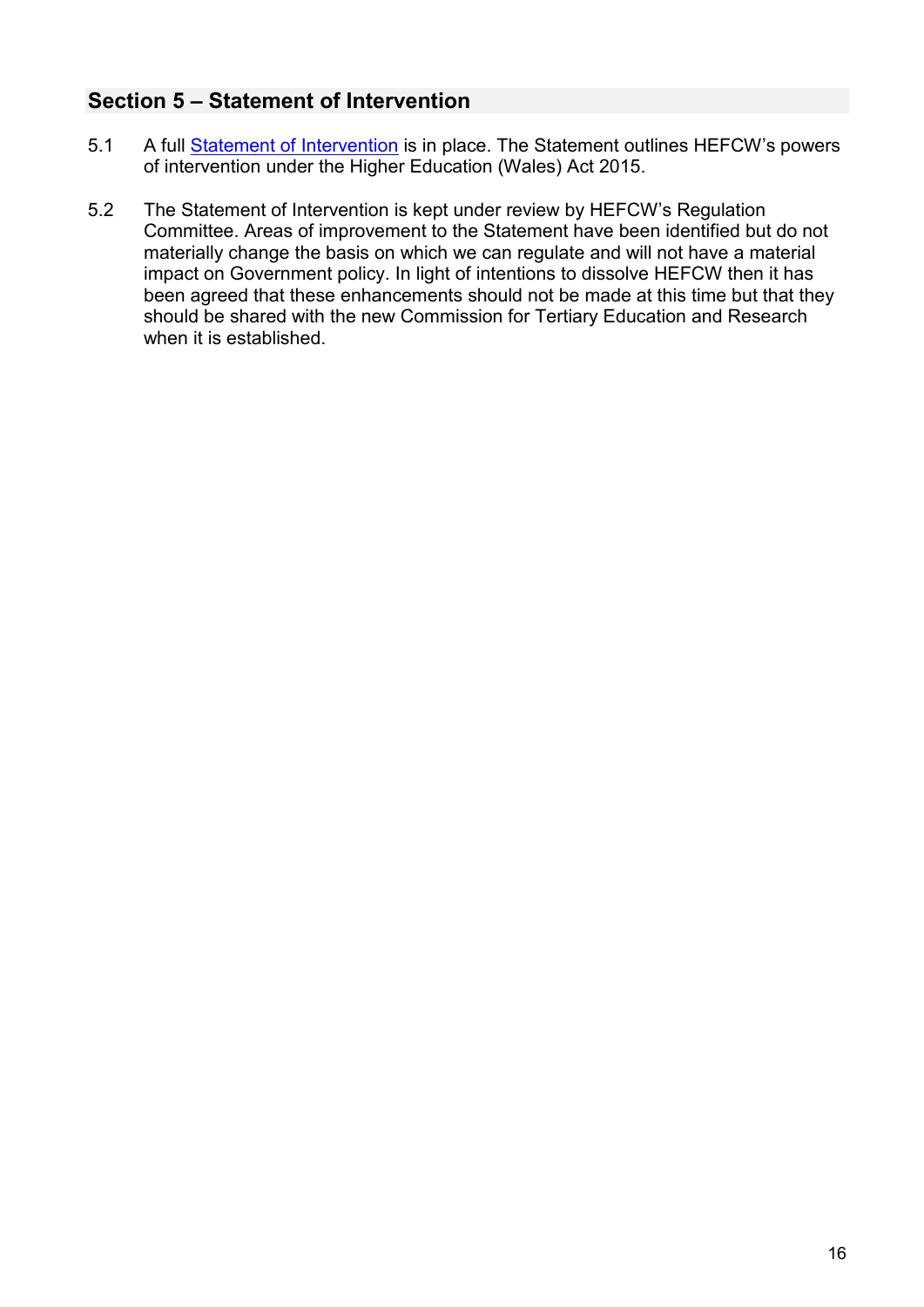## Section 5 – Statement of Intervention

5.1 A full Statement of Intervention is in place. The Statement outlines HEFCW's powers of intervention under the Higher Education (Wales) Act 2015.

5.2 The Statement of Intervention is kept under review by HEFCW's Regulation Committee. Areas of improvement to the Statement have been identified but do not materially change the basis on which we can regulate and will not have a material impact on Government policy. In light of intentions to dissolve HEFCW then it has been agreed that these enhancements should not be made at this time but that they should be shared with the new Commission for Tertiary Education and Research when it is established.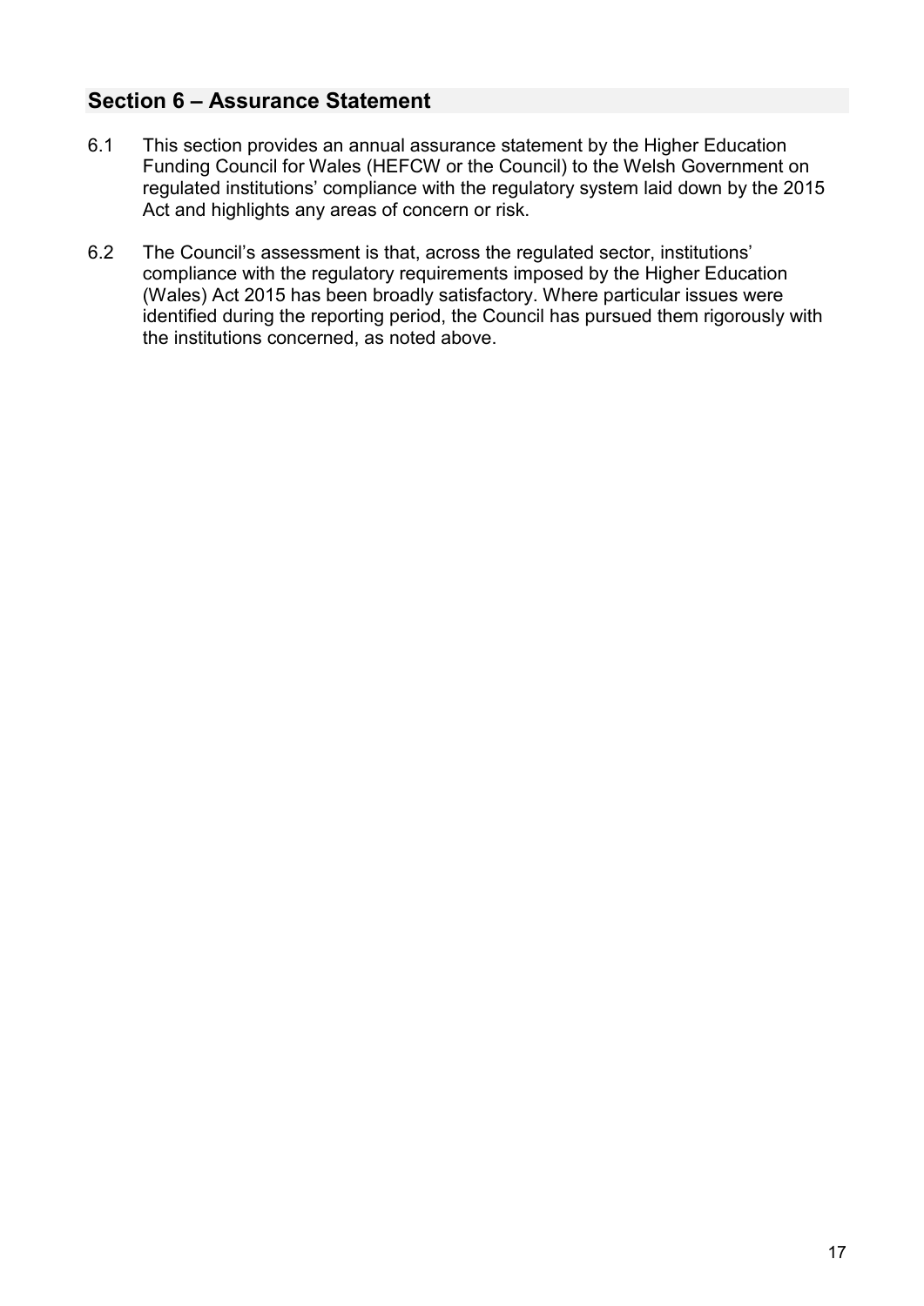## Section 6 – Assurance Statement

6.1 This section provides an annual assurance statement by the Higher Education Funding Council for Wales (HEFCW or the Council) to the Welsh Government on regulated institutions' compliance with the regulatory system laid down by the 2015 Act and highlights any areas of concern or risk.

6.2 The Council's assessment is that, across the regulated sector, institutions' compliance with the regulatory requirements imposed by the Higher Education (Wales) Act 2015 has been broadly satisfactory. Where particular issues were identified during the reporting period, the Council has pursued them rigorously with the institutions concerned, as noted above.